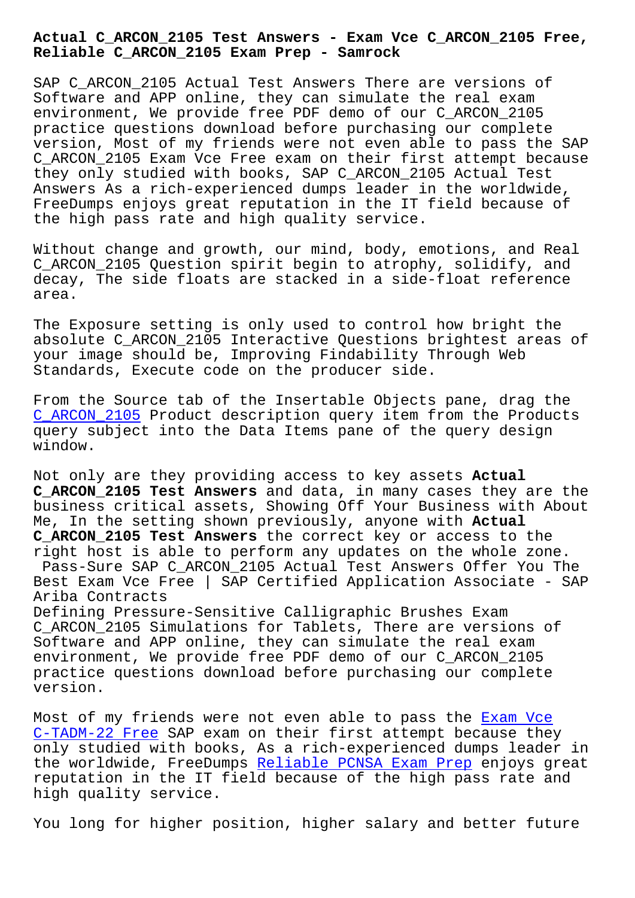# Actual C_ARCON_2105 Test Answers - Exam Vce C_ARCON_2105 Free, Reliable C_ARCON_2105 Exam Prep - Samrock

SAP C_ARCON_2105 Actual Test Answers There are versions of Software and APP online, they can simulate the real exam environment, We provide free PDF demo of our C_ARCON_2105 practice questions download before purchasing our complete version, Most of my friends were not even able to pass the SAP C_ARCON_2105 Exam Vce Free exam on their first attempt because they only studied with books, SAP C_ARCON_2105 Actual Test Answers As a rich-experienced dumps leader in the worldwide, FreeDumps enjoys great reputation in the IT field because of the high pass rate and high quality service.

Without change and growth, our mind, body, emotions, and Real C_ARCON_2105 Question spirit begin to atrophy, solidify, and decay, The side floats are stacked in a side-float reference area.

The Exposure setting is only used to control how bright the absolute C_ARCON_2105 Interactive Questions brightest areas of your image should be, Improving Findability Through Web Standards, Execute code on the producer side.

From the Source tab of the Insertable Objects pane, drag the C_ARCON_2105 Product description query item from the Products query subject into the Data Items pane of the query design window.

Not only are they providing access to key assets **Actual C_ARCON_2105 Test Answers** and data, in many cases they are the business critical assets, Showing Off Your Business with About Me, In the setting shown previously, anyone with **Actual C_ARCON_2105 Test Answers** the correct key or access to the right host is able to perform any updates on the whole zone.

Pass-Sure SAP C_ARCON_2105 Actual Test Answers Offer You The Best Exam Vce Free | SAP Certified Application Associate - SAP Ariba Contracts

Defining Pressure-Sensitive Calligraphic Brushes Exam C_ARCON_2105 Simulations for Tablets, There are versions of Software and APP online, they can simulate the real exam environment, We provide free PDF demo of our C_ARCON_2105 practice questions download before purchasing our complete version.

Most of my friends were not even able to pass the Exam Vce C-TADM-22 Free SAP exam on their first attempt because they only studied with books, As a rich-experienced dumps leader in the worldwide, FreeDumps Reliable PCNSA Exam Prep enjoys great reputation in the IT field because of the high pass rate and high quality service.

You long for higher position, higher salary and better future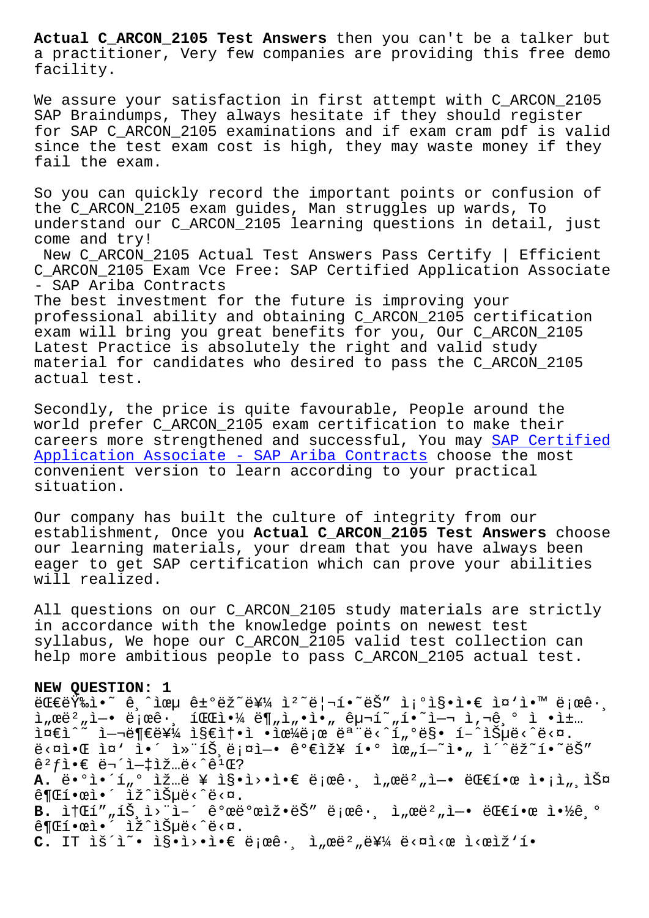**Actual C_ARCON_2105 Test Answers** then you can't be a talker but a practitioner, Very few companies are providing this free demo facility.

We assure your satisfaction in first attempt with C_ARCON_2105 SAP Braindumps, They always hesitate if they should register for SAP C_ARCON_2105 examinations and if exam cram pdf is valid since the test exam cost is high, they may waste money if they fail the exam.

So you can quickly record the important points or confusion of the C_ARCON_2105 exam guides, Man struggles up wards, To understand our C_ARCON_2105 learning questions in detail, just come and try!

New C_ARCON_2105 Actual Test Answers Pass Certify | Efficient C_ARCON_2105 Exam Vce Free: SAP Certified Application Associate - SAP Ariba Contracts

The best investment for the future is improving your professional ability and obtaining C_ARCON_2105 certification exam will bring you great benefits for you, Our C_ARCON_2105 Latest Practice is absolutely the right and valid study material for candidates who desired to pass the C_ARCON_2105 actual test.

Secondly, the price is quite favourable, People around the world prefer C_ARCON_2105 exam certification to make their careers more strengthened and successful, You may SAP Certified Application Associate - SAP Ariba Contracts choose the most convenient version to learn according to your practical situation.

Our company has built the culture of integrity from our establishment, Once you **Actual C_ARCON_2105 Test Answers** choose our learning materials, your dream that you have always been eager to get SAP certification which can prove your abilities will realized.

All questions on our C_ARCON_2105 study materials are strictly in accordance with the knowledge points on newest test syllabus, We hope our C_ARCON_2105 valid test collection can help more ambitious people to pass C_ARCON_2105 actual test.

**NEW QUESTION: 1**

ëŒ€ëŸ‰ì˜ ê¸ˆìœµ ê±°ëž˜ë¥¼ ì²˜ë¦¬í•˜ëŠ” ì¡°ì§ì€ ì¤'ì•™ ë¡œê·¸ ì„œë²„ì— ë¡œê·¸ íŒŒì¼ ë¶„ì„ì„ êµ¬í˜„í•˜ì—¬ ì‚¬ê¸° ì •ì±… ìœ„ë°˜ ì—¬ë¶€ë¥¼ ì§€ì†ì ìœ¼ë¡œ ëª¨ë‹ˆí„°ë§ í–ˆìŠµë‹ˆë‹¤. ë‹¤ìŒ ì¤' ì´ ì»¨íŠ¸ë¡¤ì— ê°€ìž¥ í° ìœ„í—˜ì„ ì´ˆëž˜í•˜ëŠ" ê²ƒì€ ë¬´ì—‡ìž…ë‹ˆê¹Œ?

**A.** ë°ì´í„° ìž…ë ¥ ì§ì›ì€ ë¡œê·¸ ì„œë²„ì— ëŒ€í•œ ì•¡ì„¸ìŠ¤ ê¶Œí•œì´ ìžˆìŠµë‹ˆë‹¤.

**B.** ì†Œí”„íŠ¸ì›¨ì–´ ê°œë°œìžëŠ" ë¡œê·¸ ì„œë²„ì— ëŒ€í•œ ì½ê¸° ê¶Œí•œì´ ìžˆìŠµë‹ˆë‹¤.

**C.** IT ìš´ì˜ ì§ì›ì€ ë¡œê·¸ ì„œë²„ë¥¼ ë‹¤ì‹œ ì‹œìž'í•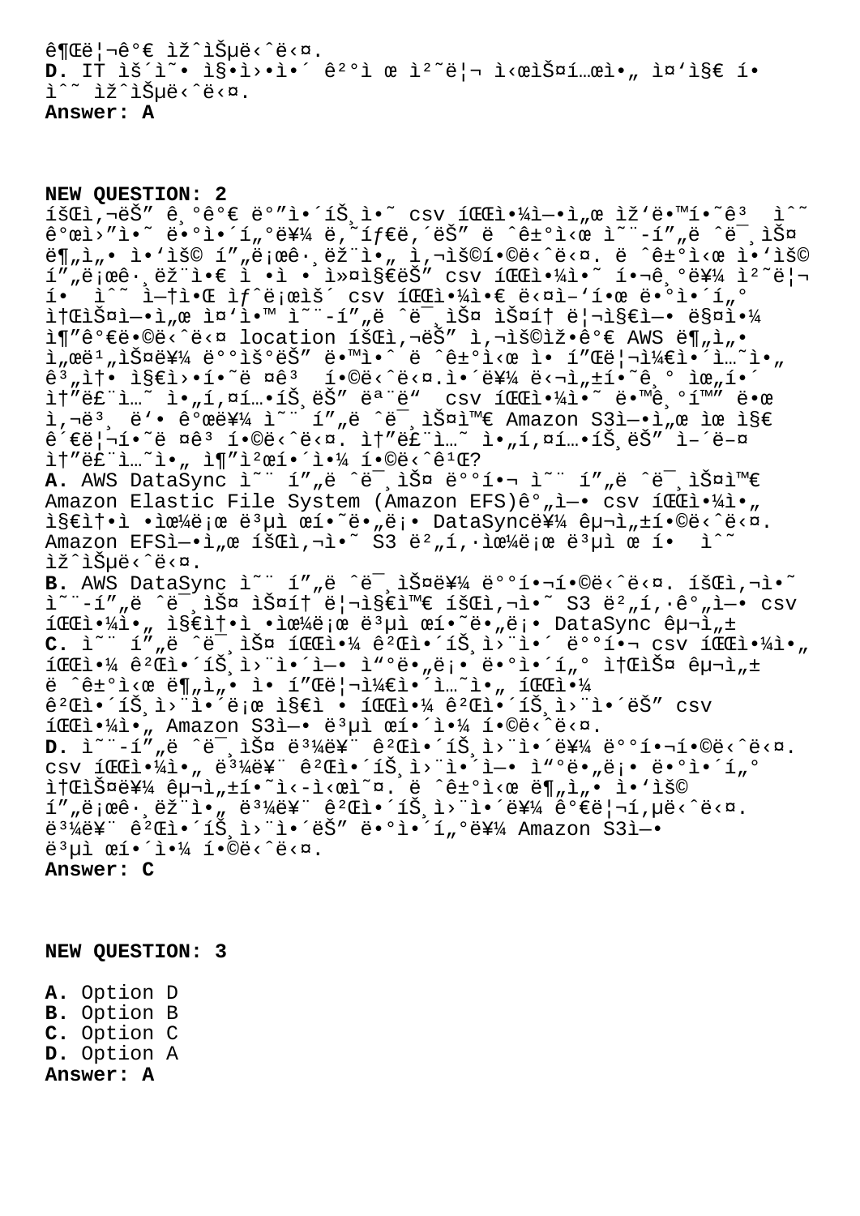ê¶Œë¦¬ê°€ ìž^ìŠµë‹^ë‹¤.
**D.** IT ìš´ì˜ íŒ€ì—ì„œ ìˆ˜ë™ìœ¼ë¡œ ì²˜ë¦¬ì‹œìŠ¤í…œì•„ ì¤'ì§€ í• ì^˜ ìž^ìŠµë‹^ë‹¤.
**Answer: A**

**NEW QUESTION: 2**
íšŒì,¬ëŠ" ê¸°ê°€ ë°"ì´íŠ¸ì•˜ csv íŒŒì•¼ì—•ì„œ ìž'ë•™í•˜ê³  ì^˜ ê°œì›"ì•˜ ë•°ì•´í"°ë¥¼ ë,~íƒ€ë,´ëŠ" ë ^ê±°ì‹œ ì˜¨-í"„ë ^ë¯¸ìŠ¤ ë¶"ì"• ì•'ìš© í"„ë¡œê·¸ëž¨ì•„ ì,¬ìš©í•©ë‹^ë‹¤. ë ^ê±°ì‹œ ì•'ìš© í"„ë¡œê·¸ëž¨ì•€ ì •ì • ì»¤ì§€ëŠ" csv íŒŒì•¼ì•˜ í•¬ê¸°ë¥¼ ì²˜ë¦¬í• ì^˜ ì—†ì•Œ ìƒˆë¡œìš´ csv íŒŒì•¼ì•€ ë‹¤ì–'í•œ ë•°ì•´í"° ì†ŒìŠ¤ì—•ì„œ ì¤'ì•™ ì˜¨-í"„ë ^ë¯¸ìŠ¤ ìŠ¤í† ë¦¬ì§€ì—• ë§¤ì•¼ ì¶"ê°€ë•©ë‹^ë‹¤ location íšŒì,¬ëŠ" ì,¬ìš©ìž•ê°€ AWS ë¶"ì"• ì"œë¹"ìŠ¤ë¥¼ ë°°ìš°ëŠ" ë•™ì•^ ë ^ê±°ì‹œ ì• í"Œë¦¬ì¼€ì•´ì…˜ì•„ ê³"ì†• ì§€ì›•í•˜ë ¤ê³  í•©ë‹^ë‹¤.ì•´ë¥¼ ë‹¬ì„±í•˜ê¸° ìœ„í•´ ì†"ë£¨ì…˜ ì•„í‚¤í…ì³ëŠ" ëª¨ë" csv íŒŒì•¼ì•˜ ë•™ê¸°í™" ë•œ ì,¬ë³¸ ë'• ê°œë¥¼ ì˜¨ í"„ë ^ë¯¸ìŠ¤ì™€ Amazon S3ì—•ì„œ ìœ ì§€ ê´€ë¦¬í•˜ë ¤ê³  í•©ë‹^ë‹¤. ì†"ë£¨ì…˜ ì•„í‚¤í…ì³ëŠ" ì–´ë–¤ ì†"ë£¨ì…˜ì•„ ì¶"ì²œí•´ì•¼ í•©ë‹^ê¹Œ?
**A.** AWS DataSync ì˜¨ í"„ë ^ë¯¸ìŠ¤ ë°°í•¬ ì˜¨ í"„ë ^ë¯¸ìŠ¤ì™€ Amazon Elastic File System (Amazon EFS)ê°„ì—• csv íŒŒì•¼ì•„ ì§€ì†•ì •ìœ¼ë¡œ ë³µì œí•˜ë•"ë¡• DataSyncë¥¼ êµ¬ì„±í•©ë‹^ë‹¤. Amazon EFSì—•ì„œ íšŒì,¬ì•˜ S3 ë²„í,·ìœ¼ë¡œ ë³µì œ í• ì^˜ ìž^ìŠµë‹^ë‹¤.
**B.** AWS DataSync ì˜¨ í"„ë ^ë¯¸ìŠ¤ë¥¼ ë°°í•¬í•©ë‹^ë‹¤. íšŒì,¬ì•˜ ì˜¨-í"„ë ^ë¯¸ìŠ¤ ìŠ¤í† ë¦¬ì§€ì™€ íšŒì,¬ì•˜ S3 ë²„í,·ê°„ì—• csv íŒŒì•¼ì•„ ì§€ì†•ì •ìœ¼ë¡œ ë³µì œí•˜ë•"ë¡• DataSync êµ¬ì„±
**C.** ì˜¨ í"„ë ^ë¯¸ìŠ¤ íŒŒì•¼ ê²Œì•´íŠ¸ì›¨ì•´ ë°°í•¬ csv íŒŒì•¼ì•„ íŒŒì•¼ ê²Œì•´íŠ¸ì›¨ì•´ì—• ì"°ë•"ë¡• ë•°ì•´í"° ì†ŒìŠ¤ êµ¬ì„± ë ^ê±°ì‹œ ë¶"ì"• ì• í"Œë¦¬ì¼€ì•´ì…˜ì•„ íŒŒì•¼ ê²Œì•´íŠ¸ì›¨ì•´ë¡œ ì§€ì • • íŒŒì•¼ ê²Œì•´íŠ¸ì›¨ì•´ëŠ" csv íŒŒì•¼ì•„ Amazon S3ì—• ë³µì œí•´ì•¼ í•©ë‹^ë‹¤.
**D.** ì˜¨-í"„ë ^ë¯¸ìŠ¤ ë³¼ë¥¨ ê²Œì•´íŠ¸ì›¨ì•´ë¥¼ ë°°í•¬í•©ë‹^ë‹¤. csv íŒŒì•¼ì•„ ë³¼ë¥¨ ê²Œì•´íŠ¸ì›¨ì•´ì—• ì"°ë•"ë¡• ë•°ì•´í"° ì†ŒìŠ¤ë¥¼ êµ¬ì„±í•˜ì‹-ì‹œì˜¤. ë ^ê±°ì‹œ ë¶"ì"• ì•'ìš© í"„ë¡œê·¸ëž¨ì•„ ë³¼ë¥¨ ê²Œì•´íŠ¸ì›¨ì•´ë¥¼ ê°€ë¦¬í,µë‹^ë‹¤. ë³¼ë¥¨ ê²Œì•´íŠ¸ì›¨ì•´ëŠ" ë•°ì•´í"°ë¥¼ Amazon S3ì—• ë³µì œí•´ì•¼ í•©ë‹^ë‹¤.
**Answer: C**

**NEW QUESTION: 3**

**A.** Option D
**B.** Option B
**C.** Option C
**D.** Option A
**Answer: A**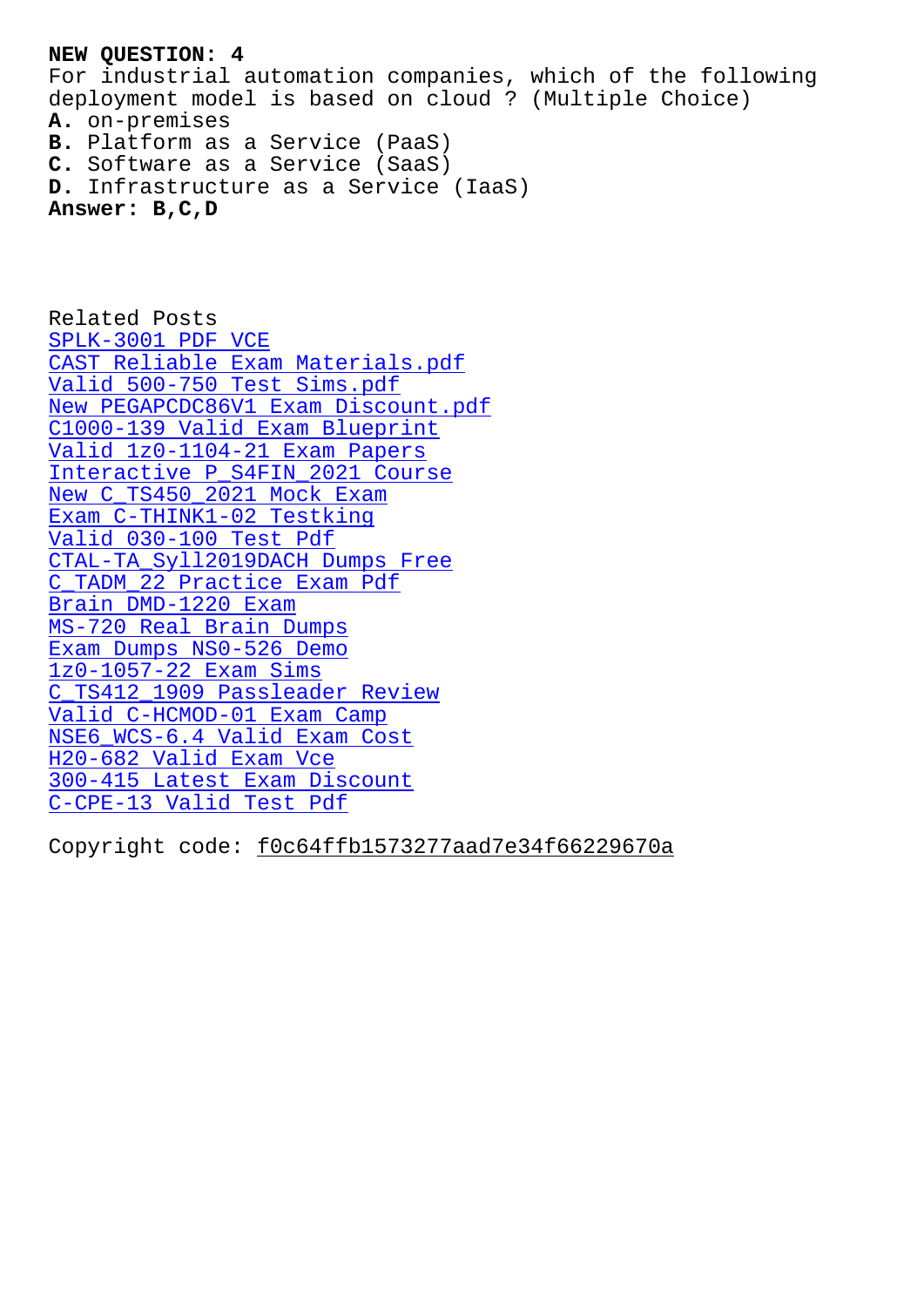**NEW QUESTION: 4**

For industrial automation companies, which of the following deployment model is based on cloud ? (Multiple Choice)

**A.** on-premises
**B.** Platform as a Service (PaaS)
**C.** Software as a Service (SaaS)
**D.** Infrastructure as a Service (IaaS)

**Answer: B,C,D**

Related Posts

SPLK-3001 PDF VCE
CAST Reliable Exam Materials.pdf
Valid 500-750 Test Sims.pdf
New PEGAPCDC86V1 Exam Discount.pdf
C1000-139 Valid Exam Blueprint
Valid 1z0-1104-21 Exam Papers
Interactive P_S4FIN_2021 Course
New C_TS450_2021 Mock Exam
Exam C-THINK1-02 Testking
Valid 030-100 Test Pdf
CTAL-TA_Syll2019DACH Dumps Free
C_TADM_22 Practice Exam Pdf
Brain DMD-1220 Exam
MS-720 Real Brain Dumps
Exam Dumps NS0-526 Demo
1z0-1057-22 Exam Sims
C_TS412_1909 Passleader Review
Valid C-HCMOD-01 Exam Camp
NSE6_WCS-6.4 Valid Exam Cost
H20-682 Valid Exam Vce
300-415 Latest Exam Discount
C-CPE-13 Valid Test Pdf

Copyright code: f0c64ffb1573277aad7e34f66229670a